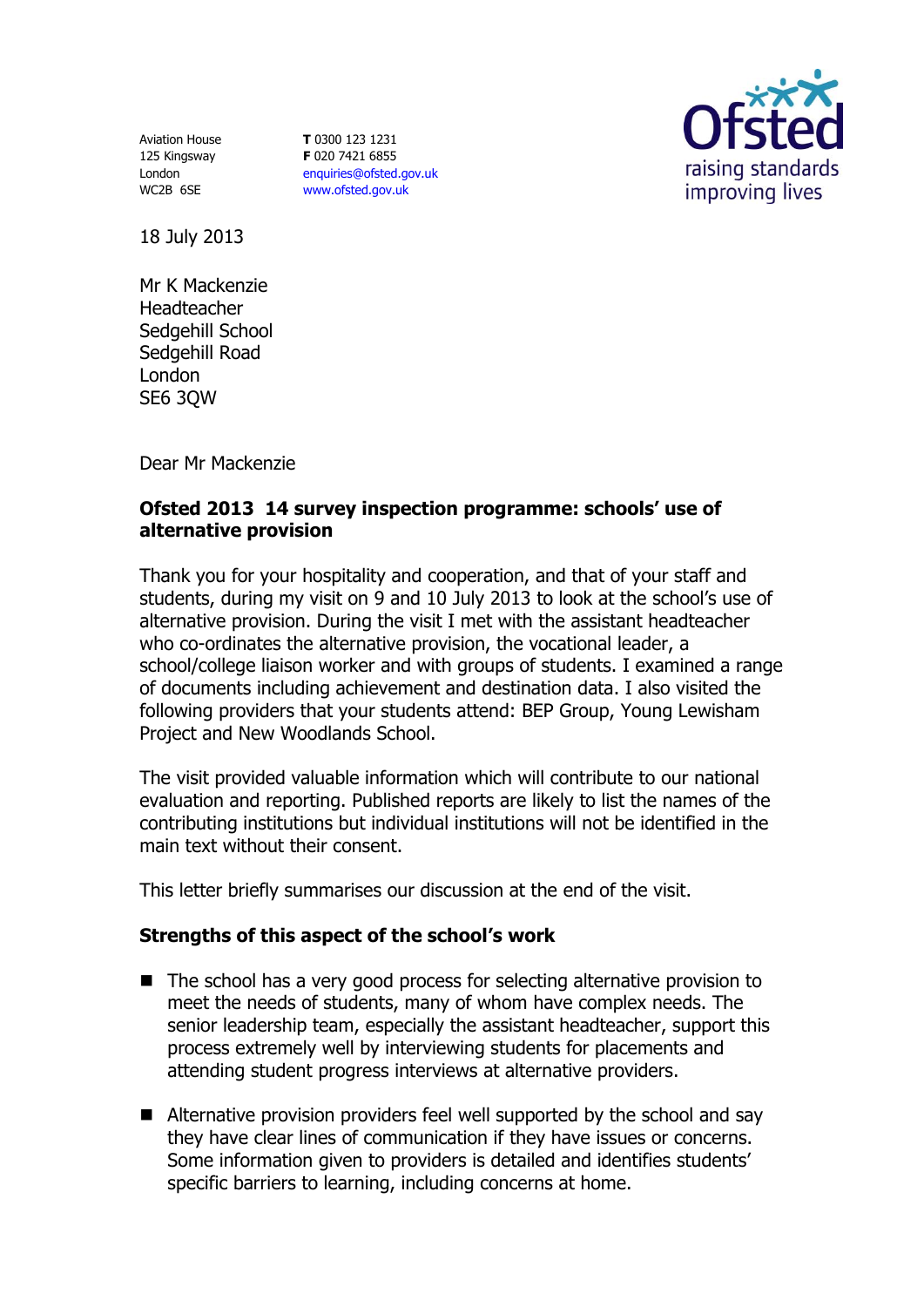Aviation House
125 Kingsway
London
WC2B 6SE

**T** 0300 123 1231
**F** 020 7421 6855
enquiries@ofsted.gov.uk
www.ofsted.gov.uk

Ofsted
raising standards
improving lives

18 July 2013

Mr K Mackenzie
Headteacher
Sedgehill School
Sedgehill Road
London
SE6 3QW

Dear Mr Mackenzie

**Ofsted 2013 14 survey inspection programme: schools' use of alternative provision**

Thank you for your hospitality and cooperation, and that of your staff and students, during my visit on 9 and 10 July 2013 to look at the school's use of alternative provision. During the visit I met with the assistant headteacher who co-ordinates the alternative provision, the vocational leader, a school/college liaison worker and with groups of students. I examined a range of documents including achievement and destination data. I also visited the following providers that your students attend: BEP Group, Young Lewisham Project and New Woodlands School.

The visit provided valuable information which will contribute to our national evaluation and reporting. Published reports are likely to list the names of the contributing institutions but individual institutions will not be identified in the main text without their consent.

This letter briefly summarises our discussion at the end of the visit.

**Strengths of this aspect of the school's work**

- The school has a very good process for selecting alternative provision to meet the needs of students, many of whom have complex needs. The senior leadership team, especially the assistant headteacher, support this process extremely well by interviewing students for placements and attending student progress interviews at alternative providers.
- Alternative provision providers feel well supported by the school and say they have clear lines of communication if they have issues or concerns. Some information given to providers is detailed and identifies students' specific barriers to learning, including concerns at home.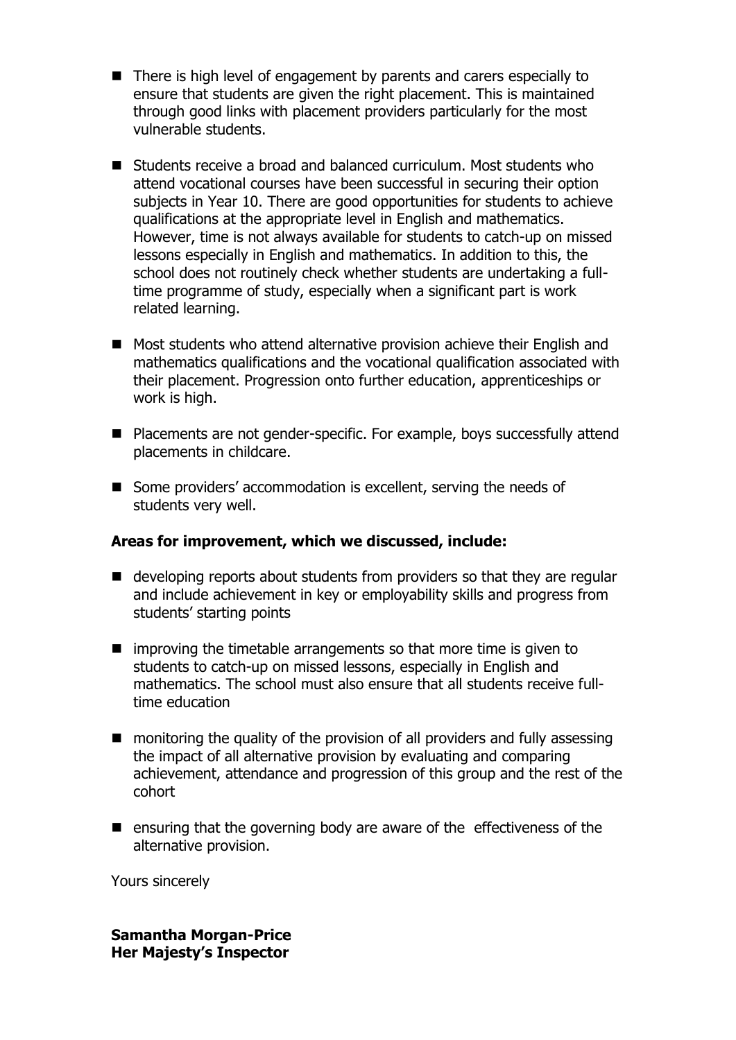- There is high level of engagement by parents and carers especially to ensure that students are given the right placement. This is maintained through good links with placement providers particularly for the most vulnerable students.

- Students receive a broad and balanced curriculum. Most students who attend vocational courses have been successful in securing their option subjects in Year 10. There are good opportunities for students to achieve qualifications at the appropriate level in English and mathematics. However, time is not always available for students to catch-up on missed lessons especially in English and mathematics. In addition to this, the school does not routinely check whether students are undertaking a full-time programme of study, especially when a significant part is work related learning.

- Most students who attend alternative provision achieve their English and mathematics qualifications and the vocational qualification associated with their placement. Progression onto further education, apprenticeships or work is high.

- Placements are not gender-specific. For example, boys successfully attend placements in childcare.

- Some providers' accommodation is excellent, serving the needs of students very well.

**Areas for improvement, which we discussed, include:**

- developing reports about students from providers so that they are regular and include achievement in key or employability skills and progress from students' starting points

- improving the timetable arrangements so that more time is given to students to catch-up on missed lessons, especially in English and mathematics. The school must also ensure that all students receive full-time education

- monitoring the quality of the provision of all providers and fully assessing the impact of all alternative provision by evaluating and comparing achievement, attendance and progression of this group and the rest of the cohort

- ensuring that the governing body are aware of the effectiveness of the alternative provision.

Yours sincerely

**Samantha Morgan-Price**
**Her Majesty's Inspector**